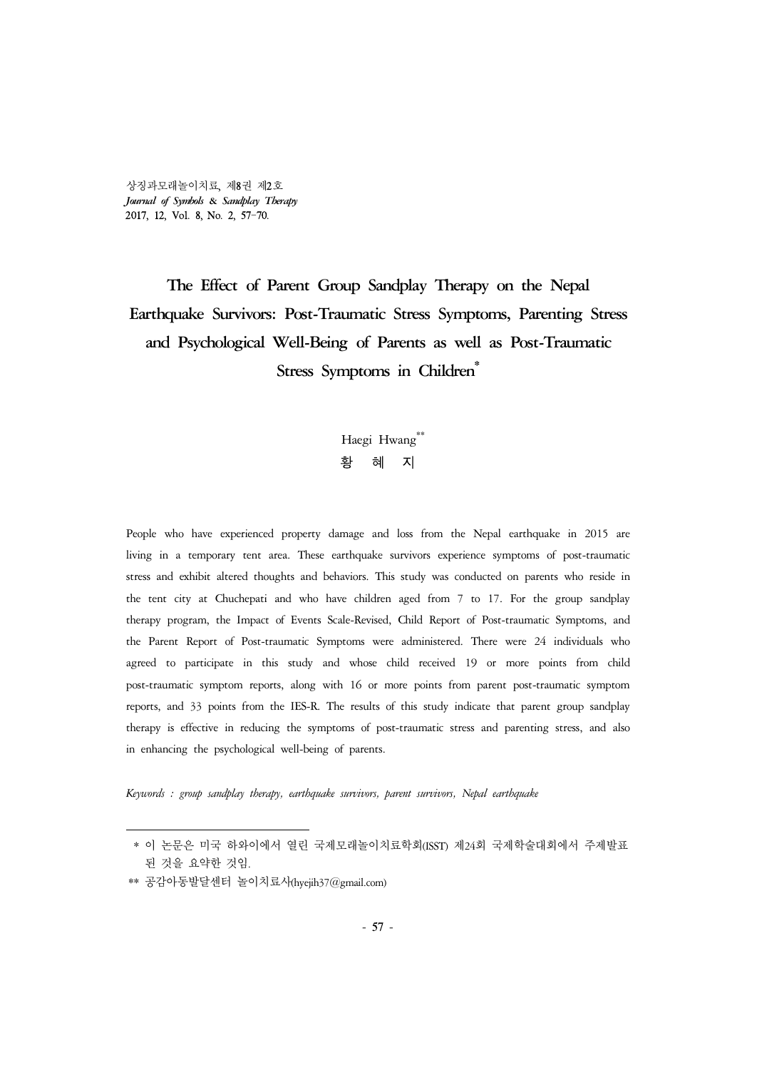# The Effect of Parent Group Sandplay Therapy on the Nepal Earthquake Survivors: Post-Traumatic Stress Symptoms, Parenting Stress and Psychological Well-Being of Parents as well as Post-Traumatic Stress Symptoms in Children*

Haegi Hwang**

황 혜 지

People who have experienced property damage and loss from the Nepal earthquake in 2015 are living in a temporary tent area. These earthquake survivors experience symptoms of post-traumatic stress and exhibit altered thoughts and behaviors. This study was conducted on parents who reside in the tent city at Chuchepati and who have children aged from 7 to 17. For the group sandplay therapy program, the Impact of Events Scale-Revised, Child Report of Post-traumatic Symptoms, and the Parent Report of Post-traumatic Symptoms were administered. There were 24 individuals who agreed to participate in this study and whose child received 19 or more points from child post-traumatic symptom reports, along with 16 or more points from parent post-traumatic symptom reports, and 33 points from the IES-R. The results of this study indicate that parent group sandplay therapy is effective in reducing the symptoms of post-traumatic stress and parenting stress, and also in enhancing the psychological well-being of parents.

*Keywords : group sandplay therapy, earthquake survivors, parent survivors, Nepal earthquake*

---

\* 이 논문은 미국 하와이에서 열린 국제모래놀이치료학회(ISST) 제24회 국제학술대회에서 주제발표 된 것을 요약한 것임.

\*\* 공감아동발달센터 놀이치료사(hyejih37@gmail.com)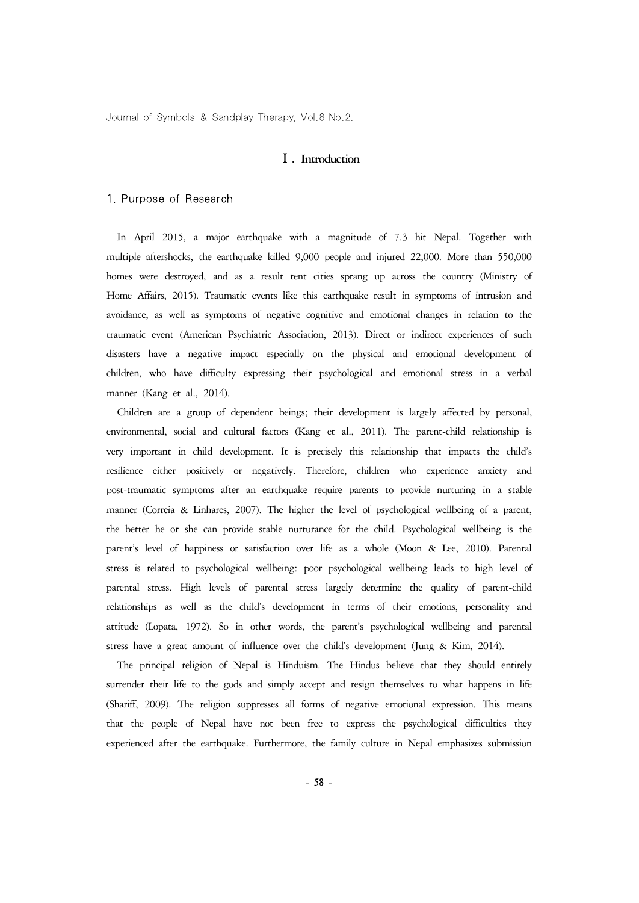# Ⅰ. Introduction

## 1. Purpose of Research

In April 2015, a major earthquake with a magnitude of 7.3 hit Nepal. Together with multiple aftershocks, the earthquake killed 9,000 people and injured 22,000. More than 550,000 homes were destroyed, and as a result tent cities sprang up across the country (Ministry of Home Affairs, 2015). Traumatic events like this earthquake result in symptoms of intrusion and avoidance, as well as symptoms of negative cognitive and emotional changes in relation to the traumatic event (American Psychiatric Association, 2013). Direct or indirect experiences of such disasters have a negative impact especially on the physical and emotional development of children, who have difficulty expressing their psychological and emotional stress in a verbal manner (Kang et al., 2014).

Children are a group of dependent beings; their development is largely affected by personal, environmental, social and cultural factors (Kang et al., 2011). The parent-child relationship is very important in child development. It is precisely this relationship that impacts the child's resilience either positively or negatively. Therefore, children who experience anxiety and post-traumatic symptoms after an earthquake require parents to provide nurturing in a stable manner (Correia & Linhares, 2007). The higher the level of psychological wellbeing of a parent, the better he or she can provide stable nurturance for the child. Psychological wellbeing is the parent's level of happiness or satisfaction over life as a whole (Moon & Lee, 2010). Parental stress is related to psychological wellbeing: poor psychological wellbeing leads to high level of parental stress. High levels of parental stress largely determine the quality of parent-child relationships as well as the child's development in terms of their emotions, personality and attitude (Lopata, 1972). So in other words, the parent's psychological wellbeing and parental stress have a great amount of influence over the child's development (Jung & Kim, 2014).

The principal religion of Nepal is Hinduism. The Hindus believe that they should entirely surrender their life to the gods and simply accept and resign themselves to what happens in life (Shariff, 2009). The religion suppresses all forms of negative emotional expression. This means that the people of Nepal have not been free to express the psychological difficulties they experienced after the earthquake. Furthermore, the family culture in Nepal emphasizes submission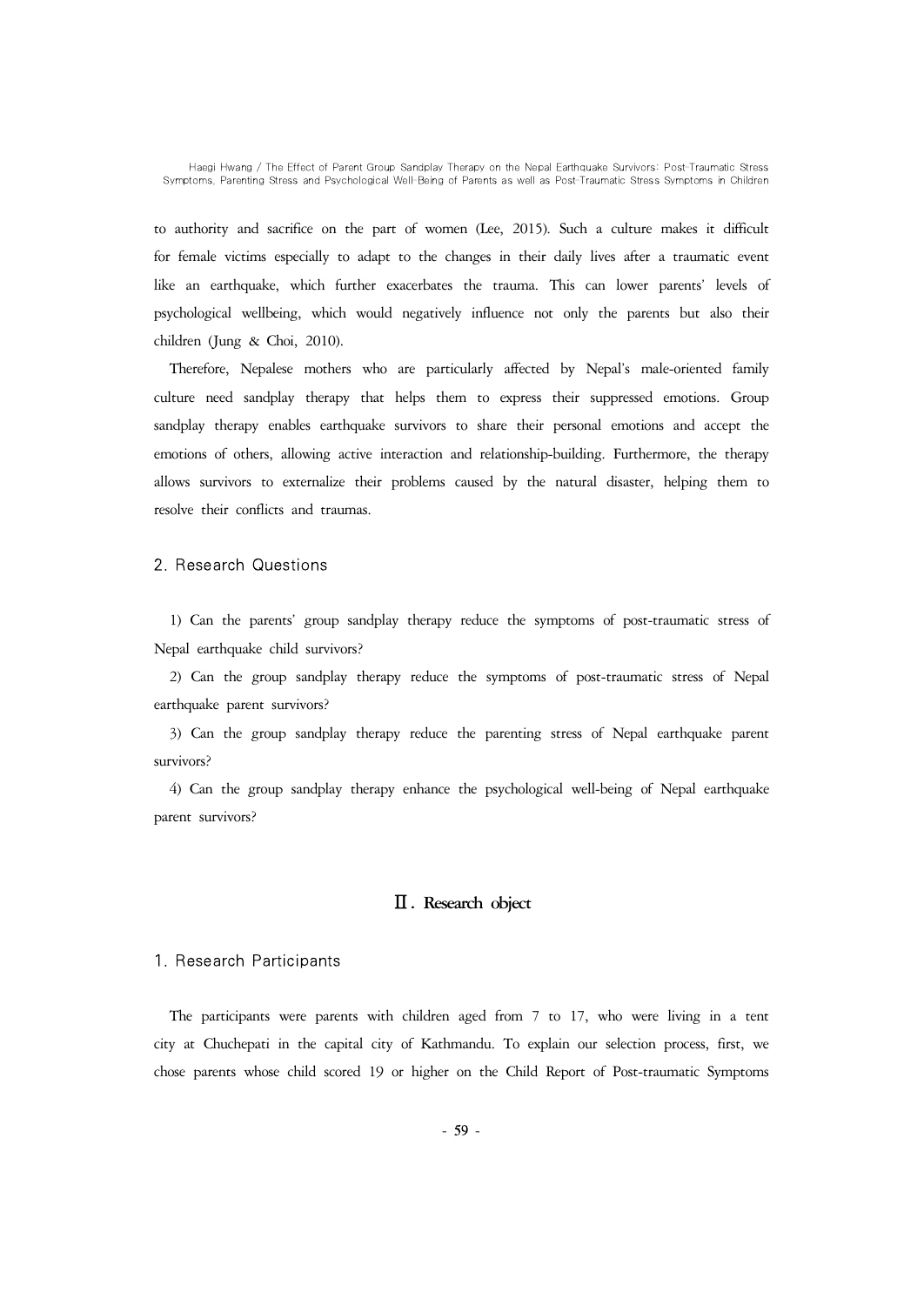to authority and sacrifice on the part of women (Lee, 2015). Such a culture makes it difficult for female victims especially to adapt to the changes in their daily lives after a traumatic event like an earthquake, which further exacerbates the trauma. This can lower parents' levels of psychological wellbeing, which would negatively influence not only the parents but also their children (Jung & Choi, 2010).

Therefore, Nepalese mothers who are particularly affected by Nepal's male-oriented family culture need sandplay therapy that helps them to express their suppressed emotions. Group sandplay therapy enables earthquake survivors to share their personal emotions and accept the emotions of others, allowing active interaction and relationship-building. Furthermore, the therapy allows survivors to externalize their problems caused by the natural disaster, helping them to resolve their conflicts and traumas.

### 2. Research Questions

1) Can the parents' group sandplay therapy reduce the symptoms of post-traumatic stress of Nepal earthquake child survivors?

2) Can the group sandplay therapy reduce the symptoms of post-traumatic stress of Nepal earthquake parent survivors?

3) Can the group sandplay therapy reduce the parenting stress of Nepal earthquake parent survivors?

4) Can the group sandplay therapy enhance the psychological well-being of Nepal earthquake parent survivors?

## Ⅱ. Research object

### 1. Research Participants

The participants were parents with children aged from 7 to 17, who were living in a tent city at Chuchepati in the capital city of Kathmandu. To explain our selection process, first, we chose parents whose child scored 19 or higher on the Child Report of Post-traumatic Symptoms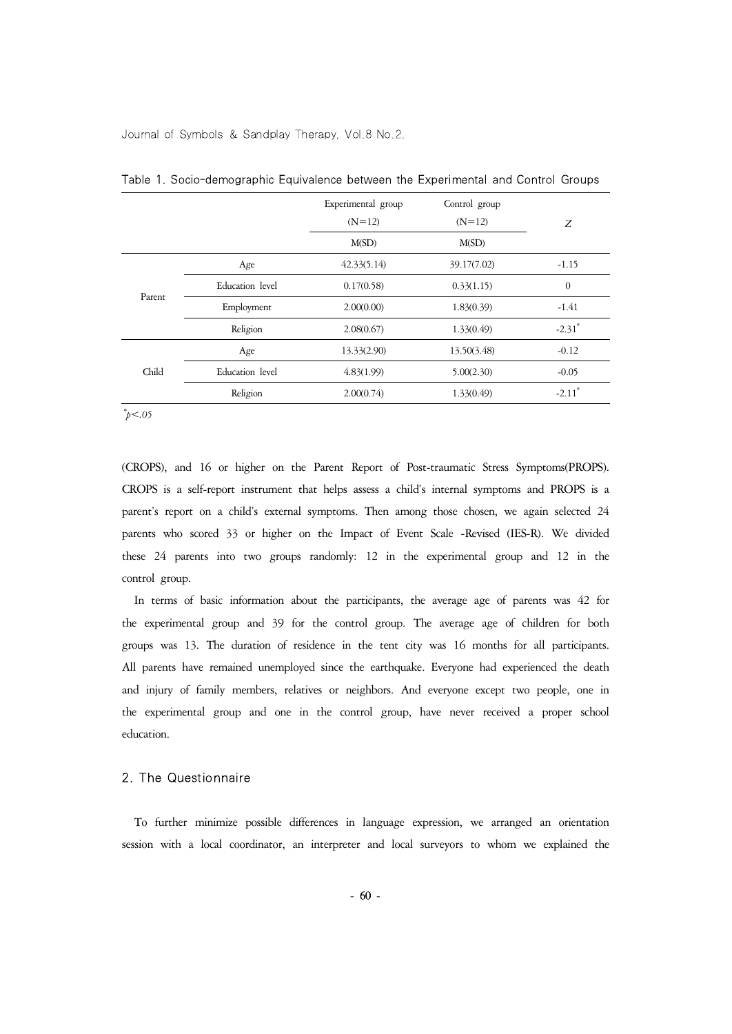Table 1. Socio-demographic Equivalence between the Experimental and Control Groups

| | | Experimental group (N=12) | Control group (N=12) | $Z$ |
|---|---|---|---|---|
| | | M(SD) | M(SD) | |
| Parent | Age | 42.33(5.14) | 39.17(7.02) | -1.15 |
| | Education level | 0.17(0.58) | 0.33(1.15) | 0 |
| | Employment | 2.00(0.00) | 1.83(0.39) | -1.41 |
| | Religion | 2.08(0.67) | 1.33(0.49) | $-2.31^{*}$ |
| Child | Age | 13.33(2.90) | 13.50(3.48) | -0.12 |
| | Education level | 4.83(1.99) | 5.00(2.30) | -0.05 |
| | Religion | 2.00(0.74) | 1.33(0.49) | $-2.11^{*}$ |

$^{*}p<.05$

(CROPS), and 16 or higher on the Parent Report of Post-traumatic Stress Symptoms(PROPS). CROPS is a self-report instrument that helps assess a child's internal symptoms and PROPS is a parent's report on a child's external symptoms. Then among those chosen, we again selected 24 parents who scored 33 or higher on the Impact of Event Scale -Revised (IES-R). We divided these 24 parents into two groups randomly: 12 in the experimental group and 12 in the control group.

In terms of basic information about the participants, the average age of parents was 42 for the experimental group and 39 for the control group. The average age of children for both groups was 13. The duration of residence in the tent city was 16 months for all participants. All parents have remained unemployed since the earthquake. Everyone had experienced the death and injury of family members, relatives or neighbors. And everyone except two people, one in the experimental group and one in the control group, have never received a proper school education.

## 2. The Questionnaire

To further minimize possible differences in language expression, we arranged an orientation session with a local coordinator, an interpreter and local surveyors to whom we explained the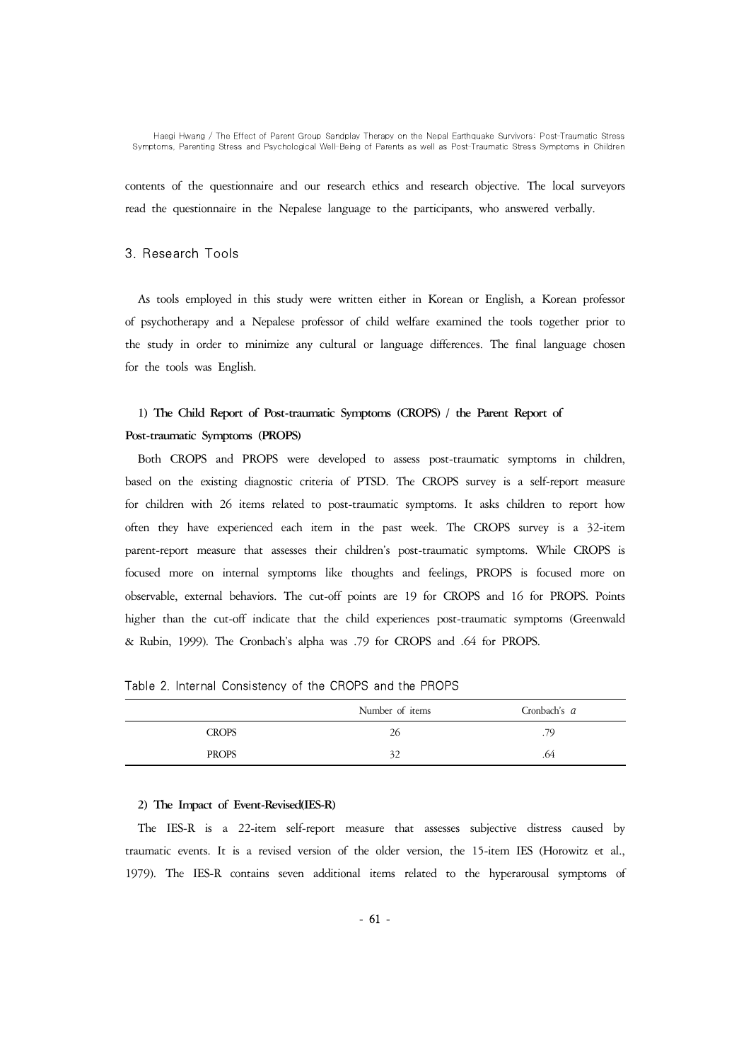contents of the questionnaire and our research ethics and research objective. The local surveyors read the questionnaire in the Nepalese language to the participants, who answered verbally.

## 3. Research Tools

As tools employed in this study were written either in Korean or English, a Korean professor of psychotherapy and a Nepalese professor of child welfare examined the tools together prior to the study in order to minimize any cultural or language differences. The final language chosen for the tools was English.

### 1) The Child Report of Post-traumatic Symptoms (CROPS) / the Parent Report of Post-traumatic Symptoms (PROPS)

Both CROPS and PROPS were developed to assess post-traumatic symptoms in children, based on the existing diagnostic criteria of PTSD. The CROPS survey is a self-report measure for children with 26 items related to post-traumatic symptoms. It asks children to report how often they have experienced each item in the past week. The CROPS survey is a 32-item parent-report measure that assesses their children's post-traumatic symptoms. While CROPS is focused more on internal symptoms like thoughts and feelings, PROPS is focused more on observable, external behaviors. The cut-off points are 19 for CROPS and 16 for PROPS. Points higher than the cut-off indicate that the child experiences post-traumatic symptoms (Greenwald & Rubin, 1999). The Cronbach's alpha was .79 for CROPS and .64 for PROPS.

Table 2. Internal Consistency of the CROPS and the PROPS

| | Number of items | Cronbach's $\alpha$ |
|---|---|---|
| CROPS | 26 | .79 |
| PROPS | 32 | .64 |

### 2) The Impact of Event-Revised(IES-R)

The IES-R is a 22-item self-report measure that assesses subjective distress caused by traumatic events. It is a revised version of the older version, the 15-item IES (Horowitz et al., 1979). The IES-R contains seven additional items related to the hyperarousal symptoms of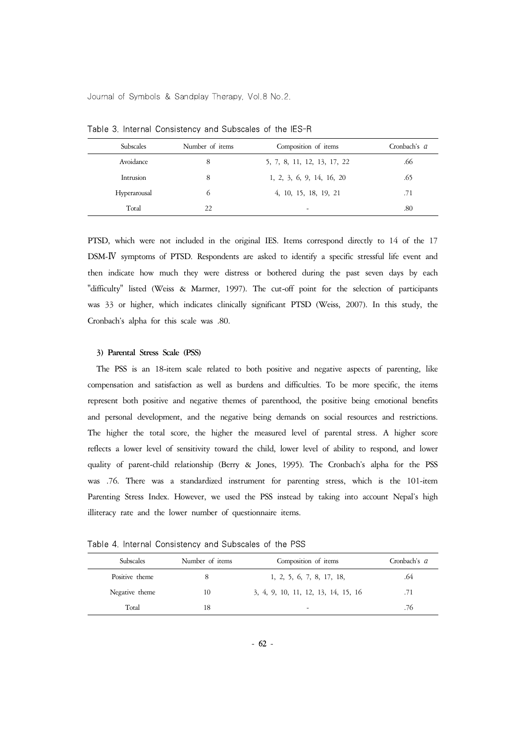Table 3. Internal Consistency and Subscales of the IES-R

| Subscales | Number of items | Composition of items | Cronbach's $\alpha$ |
|---|---|---|---|
| Avoidance | 8 | 5, 7, 8, 11, 12, 13, 17, 22 | .66 |
| Intrusion | 8 | 1, 2, 3, 6, 9, 14, 16, 20 | .65 |
| Hyperarousal | 6 | 4, 10, 15, 18, 19, 21 | .71 |
| Total | 22 | - | .80 |

PTSD, which were not included in the original IES. Items correspond directly to 14 of the 17 DSM-Ⅳ symptoms of PTSD. Respondents are asked to identify a specific stressful life event and then indicate how much they were distress or bothered during the past seven days by each "difficulty" listed (Weiss & Marmer, 1997). The cut-off point for the selection of participants was 33 or higher, which indicates clinically significant PTSD (Weiss, 2007). In this study, the Cronbach's alpha for this scale was .80.

#### 3) Parental Stress Scale (PSS)

The PSS is an 18-item scale related to both positive and negative aspects of parenting, like compensation and satisfaction as well as burdens and difficulties. To be more specific, the items represent both positive and negative themes of parenthood, the positive being emotional benefits and personal development, and the negative being demands on social resources and restrictions. The higher the total score, the higher the measured level of parental stress. A higher score reflects a lower level of sensitivity toward the child, lower level of ability to respond, and lower quality of parent-child relationship (Berry & Jones, 1995). The Cronbach's alpha for the PSS was .76. There was a standardized instrument for parenting stress, which is the 101-item Parenting Stress Index. However, we used the PSS instead by taking into account Nepal's high illiteracy rate and the lower number of questionnaire items.

Table 4. Internal Consistency and Subscales of the PSS

| Subscales | Number of items | Composition of items | Cronbach's $\alpha$ |
|---|---|---|---|
| Positive theme | 8 | 1, 2, 5, 6, 7, 8, 17, 18, | .64 |
| Negative theme | 10 | 3, 4, 9, 10, 11, 12, 13, 14, 15, 16 | .71 |
| Total | 18 | - | .76 |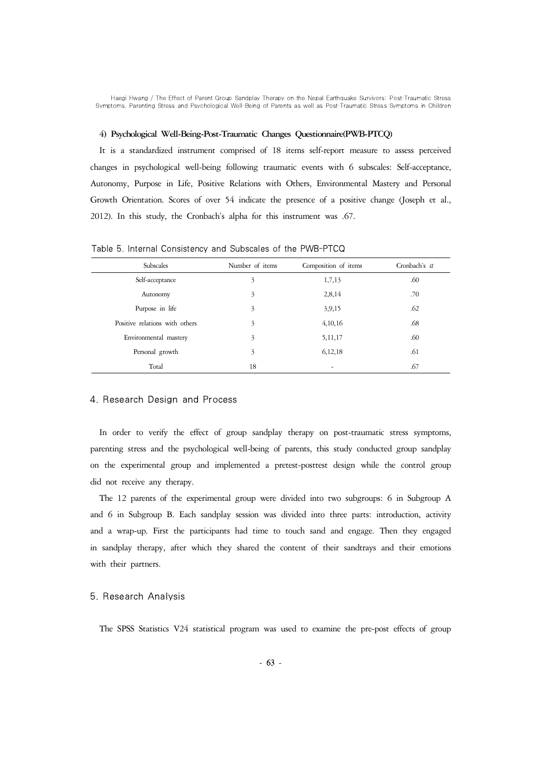#### 4) Psychological Well-Being-Post-Traumatic Changes Questionnaire(PWB-PTCQ)

It is a standardized instrument comprised of 18 items self-report measure to assess perceived changes in psychological well-being following traumatic events with 6 subscales: Self-acceptance, Autonomy, Purpose in Life, Positive Relations with Others, Environmental Mastery and Personal Growth Orientation. Scores of over 54 indicate the presence of a positive change (Joseph et al., 2012). In this study, the Cronbach's alpha for this instrument was .67.

Table 5. Internal Consistency and Subscales of the PWB-PTCQ

| Subscales | Number of items | Composition of items | Cronbach's $\alpha$ |
|---|---|---|---|
| Self-acceptance | 3 | 1,7,13 | .60 |
| Autonomy | 3 | 2,8,14 | .70 |
| Purpose in life | 3 | 3,9,15 | .62 |
| Positive relations with others | 3 | 4,10,16 | .68 |
| Environmental mastery | 3 | 5,11,17 | .60 |
| Personal growth | 3 | 6,12,18 | .61 |
| Total | 18 | - | .67 |

## 4. Research Design and Process

In order to verify the effect of group sandplay therapy on post-traumatic stress symptoms, parenting stress and the psychological well-being of parents, this study conducted group sandplay on the experimental group and implemented a pretest-posttest design while the control group did not receive any therapy.

The 12 parents of the experimental group were divided into two subgroups: 6 in Subgroup A and 6 in Subgroup B. Each sandplay session was divided into three parts: introduction, activity and a wrap-up. First the participants had time to touch sand and engage. Then they engaged in sandplay therapy, after which they shared the content of their sandtrays and their emotions with their partners.

## 5. Research Analysis

The SPSS Statistics V24 statistical program was used to examine the pre-post effects of group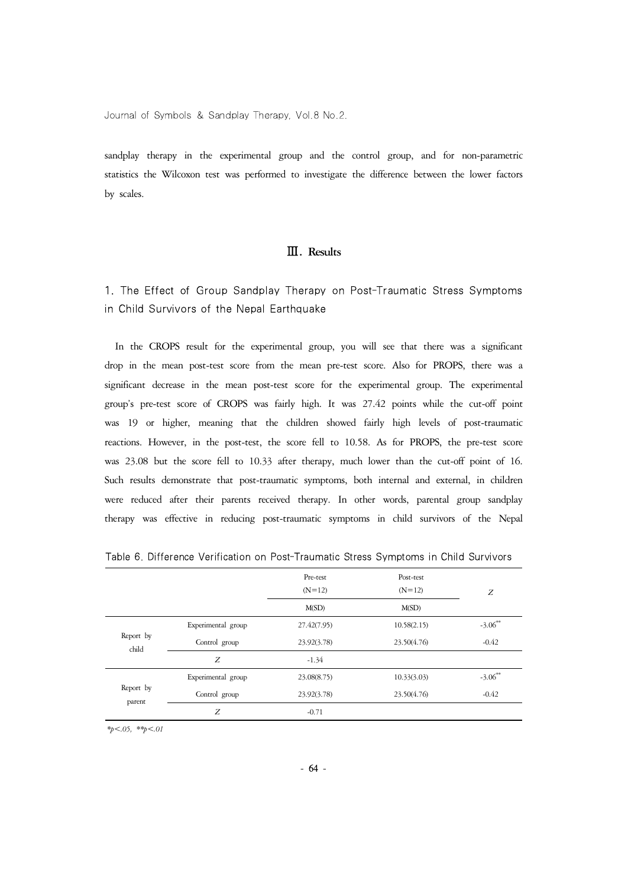sandplay therapy in the experimental group and the control group, and for non-parametric statistics the Wilcoxon test was performed to investigate the difference between the lower factors by scales.

## Ⅲ. Results

### 1. The Effect of Group Sandplay Therapy on Post-Traumatic Stress Symptoms in Child Survivors of the Nepal Earthquake

In the CROPS result for the experimental group, you will see that there was a significant drop in the mean post-test score from the mean pre-test score. Also for PROPS, there was a significant decrease in the mean post-test score for the experimental group. The experimental group's pre-test score of CROPS was fairly high. It was 27.42 points while the cut-off point was 19 or higher, meaning that the children showed fairly high levels of post-traumatic reactions. However, in the post-test, the score fell to 10.58. As for PROPS, the pre-test score was 23.08 but the score fell to 10.33 after therapy, much lower than the cut-off point of 16. Such results demonstrate that post-traumatic symptoms, both internal and external, in children were reduced after their parents received therapy. In other words, parental group sandplay therapy was effective in reducing post-traumatic symptoms in child survivors of the Nepal

Table 6. Difference Verification on Post-Traumatic Stress Symptoms in Child Survivors

| | | Pre-test (N=12) | Post-test (N=12) | $Z$ |
|---|---|---|---|---|
| | | M(SD) | M(SD) | |
| Report by child | Experimental group | 27.42(7.95) | 10.58(2.15) | $-3.06^{**}$ |
| | Control group | 23.92(3.78) | 23.50(4.76) | -0.42 |
| | $Z$ | -1.34 | | |
| Report by parent | Experimental group | 23.08(8.75) | 10.33(3.03) | $-3.06^{**}$ |
| | Control group | 23.92(3.78) | 23.50(4.76) | -0.42 |
| | $Z$ | -0.71 | | |

*$p<.05$, **$p<.01$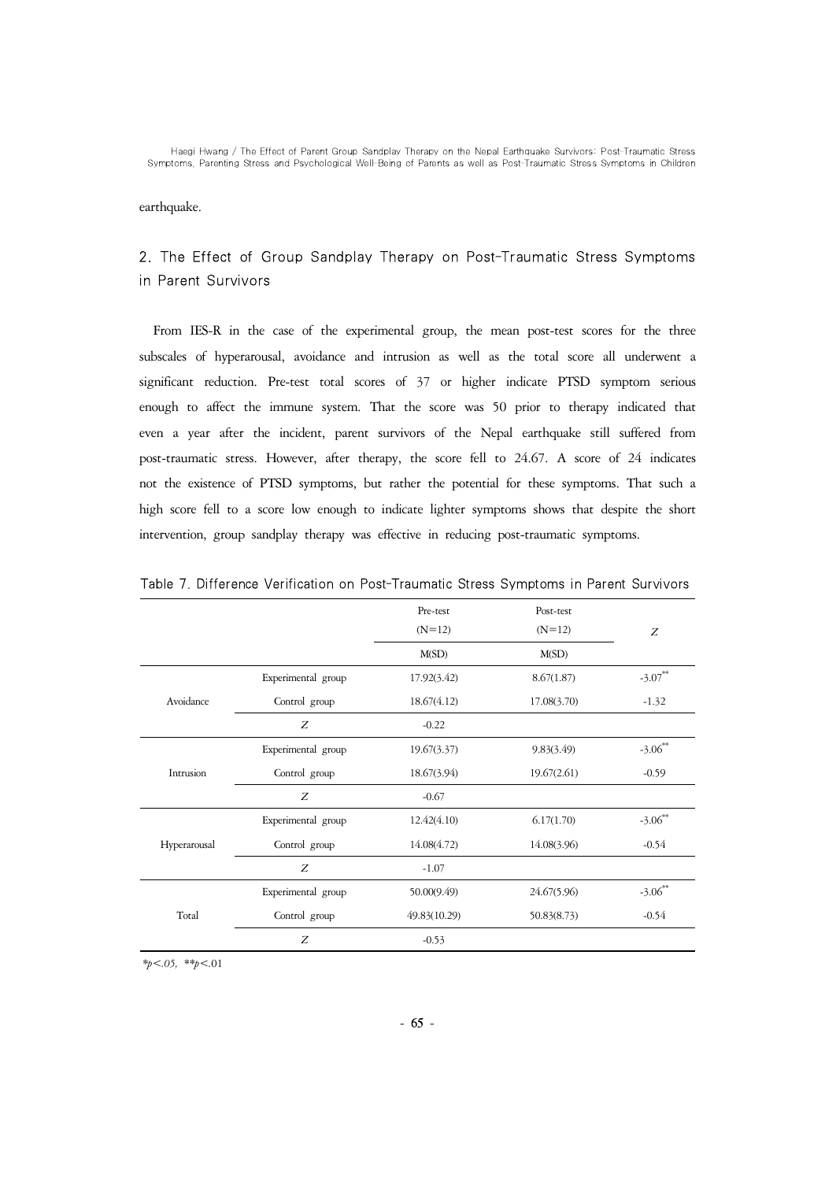earthquake.

## 2. The Effect of Group Sandplay Therapy on Post-Traumatic Stress Symptoms in Parent Survivors

From IES-R in the case of the experimental group, the mean post-test scores for the three subscales of hyperarousal, avoidance and intrusion as well as the total score all underwent a significant reduction. Pre-test total scores of 37 or higher indicate PTSD symptom serious enough to affect the immune system. That the score was 50 prior to therapy indicated that even a year after the incident, parent survivors of the Nepal earthquake still suffered from post-traumatic stress. However, after therapy, the score fell to 24.67. A score of 24 indicates not the existence of PTSD symptoms, but rather the potential for these symptoms. That such a high score fell to a score low enough to indicate lighter symptoms shows that despite the short intervention, group sandplay therapy was effective in reducing post-traumatic symptoms.

Table 7. Difference Verification on Post-Traumatic Stress Symptoms in Parent Survivors

| | | Pre-test (N=12) | Post-test (N=12) | $Z$ |
|---|---|---|---|---|
| | | M(SD) | M(SD) | |
| Avoidance | Experimental group | 17.92(3.42) | 8.67(1.87) | $-3.07^{**}$ |
| | Control group | 18.67(4.12) | 17.08(3.70) | -1.32 |
| | $Z$ | -0.22 | | |
| Intrusion | Experimental group | 19.67(3.37) | 9.83(3.49) | $-3.06^{**}$ |
| | Control group | 18.67(3.94) | 19.67(2.61) | -0.59 |
| | $Z$ | -0.67 | | |
| Hyperarousal | Experimental group | 12.42(4.10) | 6.17(1.70) | $-3.06^{**}$ |
| | Control group | 14.08(4.72) | 14.08(3.96) | -0.54 |
| | $Z$ | -1.07 | | |
| Total | Experimental group | 50.00(9.49) | 24.67(5.96) | $-3.06^{**}$ |
| | Control group | 49.83(10.29) | 50.83(8.73) | -0.54 |
| | $Z$ | -0.53 | | |

$^{*}p<.05$, $^{**}p<.01$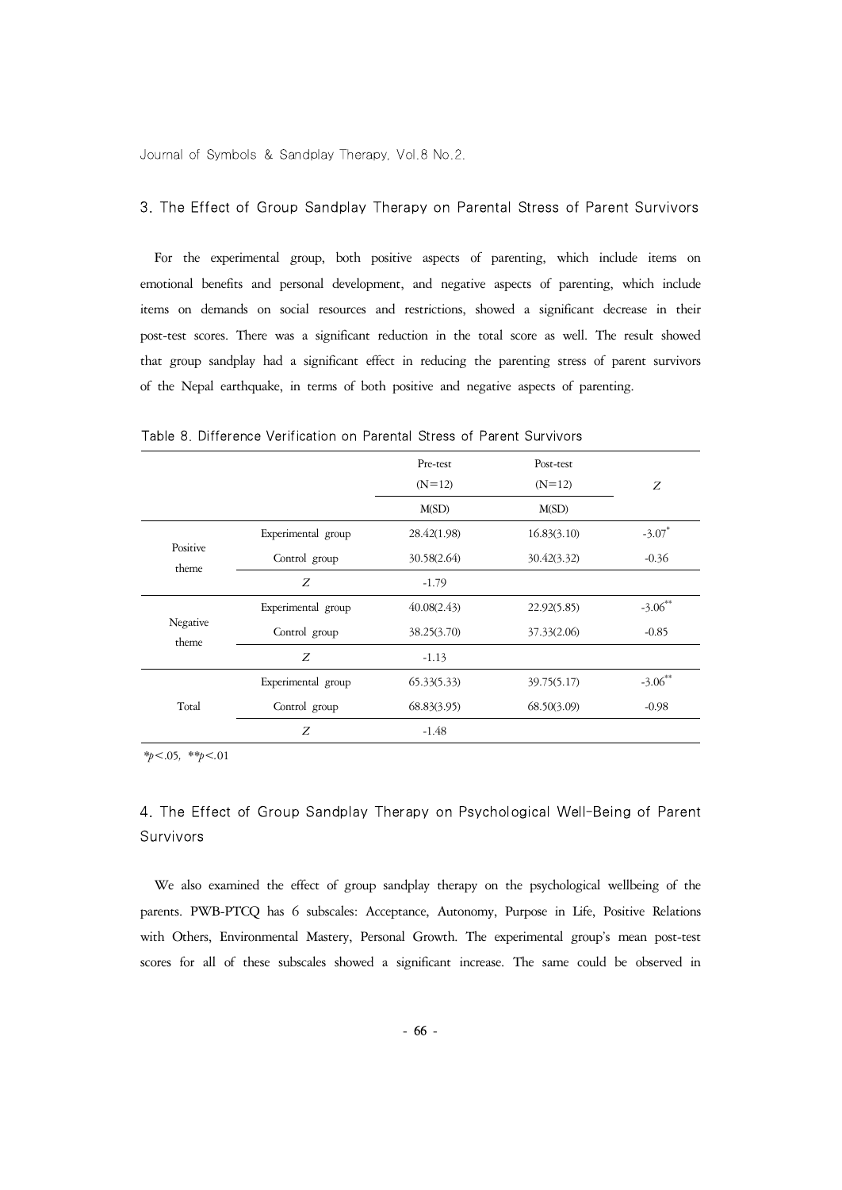### 3. The Effect of Group Sandplay Therapy on Parental Stress of Parent Survivors

For the experimental group, both positive aspects of parenting, which include items on emotional benefits and personal development, and negative aspects of parenting, which include items on demands on social resources and restrictions, showed a significant decrease in their post-test scores. There was a significant reduction in the total score as well. The result showed that group sandplay had a significant effect in reducing the parenting stress of parent survivors of the Nepal earthquake, in terms of both positive and negative aspects of parenting.

Table 8. Difference Verification on Parental Stress of Parent Survivors

| | | Pre-test (N=12) | Post-test (N=12) | $Z$ |
|---|---|---|---|---|
| | | M(SD) | M(SD) | |
| Positive theme | Experimental group | 28.42(1.98) | 16.83(3.10) | $-3.07^{*}$ |
| | Control group | 30.58(2.64) | 30.42(3.32) | -0.36 |
| | $Z$ | -1.79 | | |
| Negative theme | Experimental group | 40.08(2.43) | 22.92(5.85) | $-3.06^{**}$ |
| | Control group | 38.25(3.70) | 37.33(2.06) | -0.85 |
| | $Z$ | -1.13 | | |
| Total | Experimental group | 65.33(5.33) | 39.75(5.17) | $-3.06^{**}$ |
| | Control group | 68.83(3.95) | 68.50(3.09) | -0.98 |
| | $Z$ | -1.48 | | |

$^{*}p<.05$, $^{**}p<.01$

### 4. The Effect of Group Sandplay Therapy on Psychological Well-Being of Parent Survivors

We also examined the effect of group sandplay therapy on the psychological wellbeing of the parents. PWB-PTCQ has 6 subscales: Acceptance, Autonomy, Purpose in Life, Positive Relations with Others, Environmental Mastery, Personal Growth. The experimental group's mean post-test scores for all of these subscales showed a significant increase. The same could be observed in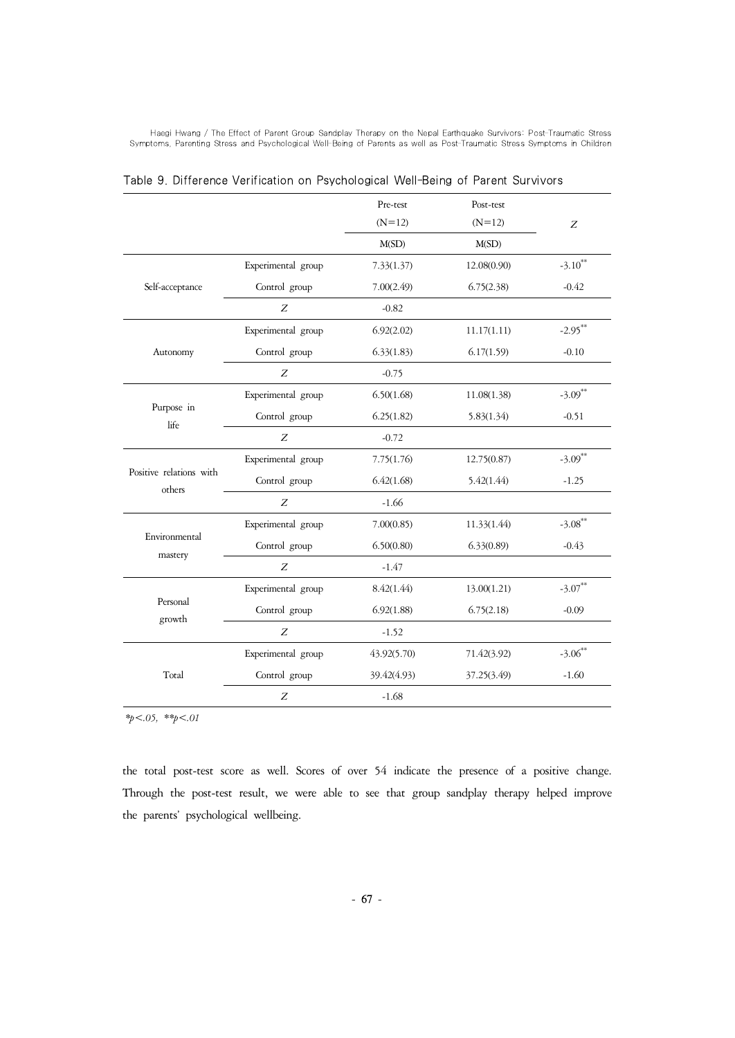Table 9. Difference Verification on Psychological Well-Being of Parent Survivors

| | | Pre-test (N=12) M(SD) | Post-test (N=12) M(SD) | Z |
|---|---|---|---|---|
| Self-acceptance | Experimental group | 7.33(1.37) | 12.08(0.90) | -3.10** |
| | Control group | 7.00(2.49) | 6.75(2.38) | -0.42 |
| | Z | -0.82 | | |
| Autonomy | Experimental group | 6.92(2.02) | 11.17(1.11) | -2.95** |
| | Control group | 6.33(1.83) | 6.17(1.59) | -0.10 |
| | Z | -0.75 | | |
| Purpose in life | Experimental group | 6.50(1.68) | 11.08(1.38) | -3.09** |
| | Control group | 6.25(1.82) | 5.83(1.34) | -0.51 |
| | Z | -0.72 | | |
| Positive relations with others | Experimental group | 7.75(1.76) | 12.75(0.87) | -3.09** |
| | Control group | 6.42(1.68) | 5.42(1.44) | -1.25 |
| | Z | -1.66 | | |
| Environmental mastery | Experimental group | 7.00(0.85) | 11.33(1.44) | -3.08** |
| | Control group | 6.50(0.80) | 6.33(0.89) | -0.43 |
| | Z | -1.47 | | |
| Personal growth | Experimental group | 8.42(1.44) | 13.00(1.21) | -3.07** |
| | Control group | 6.92(1.88) | 6.75(2.18) | -0.09 |
| | Z | -1.52 | | |
| Total | Experimental group | 43.92(5.70) | 71.42(3.92) | -3.06** |
| | Control group | 39.42(4.93) | 37.25(3.49) | -1.60 |
| | Z | -1.68 | | |

*$p<.05$, **$p<.01$*

the total post-test score as well. Scores of over 54 indicate the presence of a positive change. Through the post-test result, we were able to see that group sandplay therapy helped improve the parents' psychological wellbeing.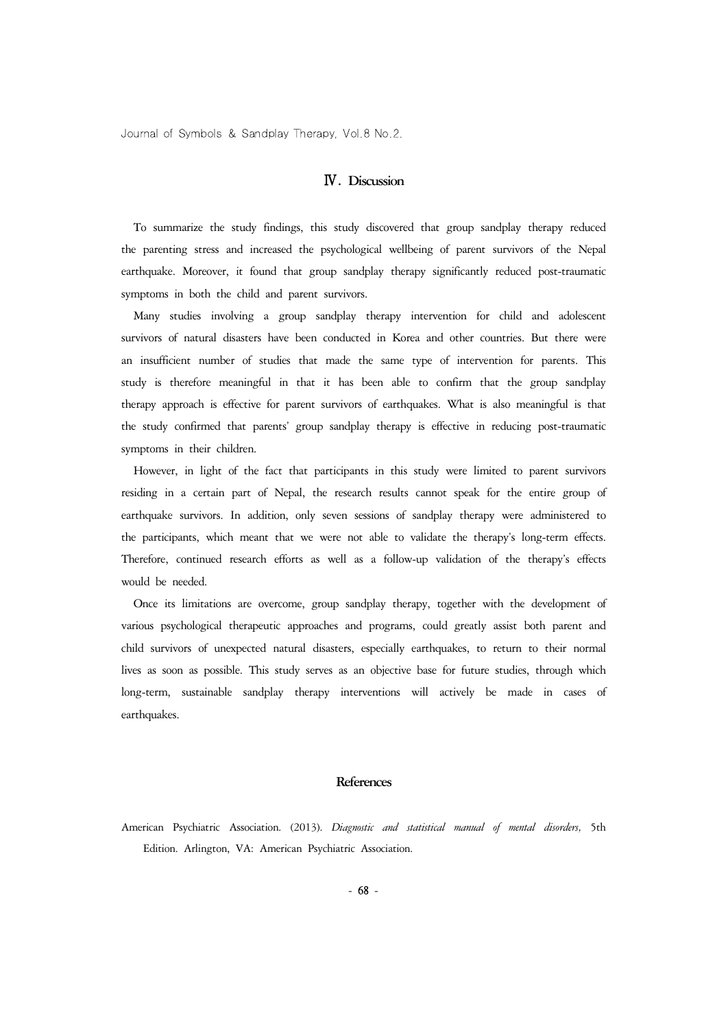## Ⅳ. Discussion

To summarize the study findings, this study discovered that group sandplay therapy reduced the parenting stress and increased the psychological wellbeing of parent survivors of the Nepal earthquake. Moreover, it found that group sandplay therapy significantly reduced post-traumatic symptoms in both the child and parent survivors.

Many studies involving a group sandplay therapy intervention for child and adolescent survivors of natural disasters have been conducted in Korea and other countries. But there were an insufficient number of studies that made the same type of intervention for parents. This study is therefore meaningful in that it has been able to confirm that the group sandplay therapy approach is effective for parent survivors of earthquakes. What is also meaningful is that the study confirmed that parents' group sandplay therapy is effective in reducing post-traumatic symptoms in their children.

However, in light of the fact that participants in this study were limited to parent survivors residing in a certain part of Nepal, the research results cannot speak for the entire group of earthquake survivors. In addition, only seven sessions of sandplay therapy were administered to the participants, which meant that we were not able to validate the therapy's long-term effects. Therefore, continued research efforts as well as a follow-up validation of the therapy's effects would be needed.

Once its limitations are overcome, group sandplay therapy, together with the development of various psychological therapeutic approaches and programs, could greatly assist both parent and child survivors of unexpected natural disasters, especially earthquakes, to return to their normal lives as soon as possible. This study serves as an objective base for future studies, through which long-term, sustainable sandplay therapy interventions will actively be made in cases of earthquakes.

## References

American Psychiatric Association. (2013). *Diagnostic and statistical manual of mental disorders,* 5th Edition. Arlington, VA: American Psychiatric Association.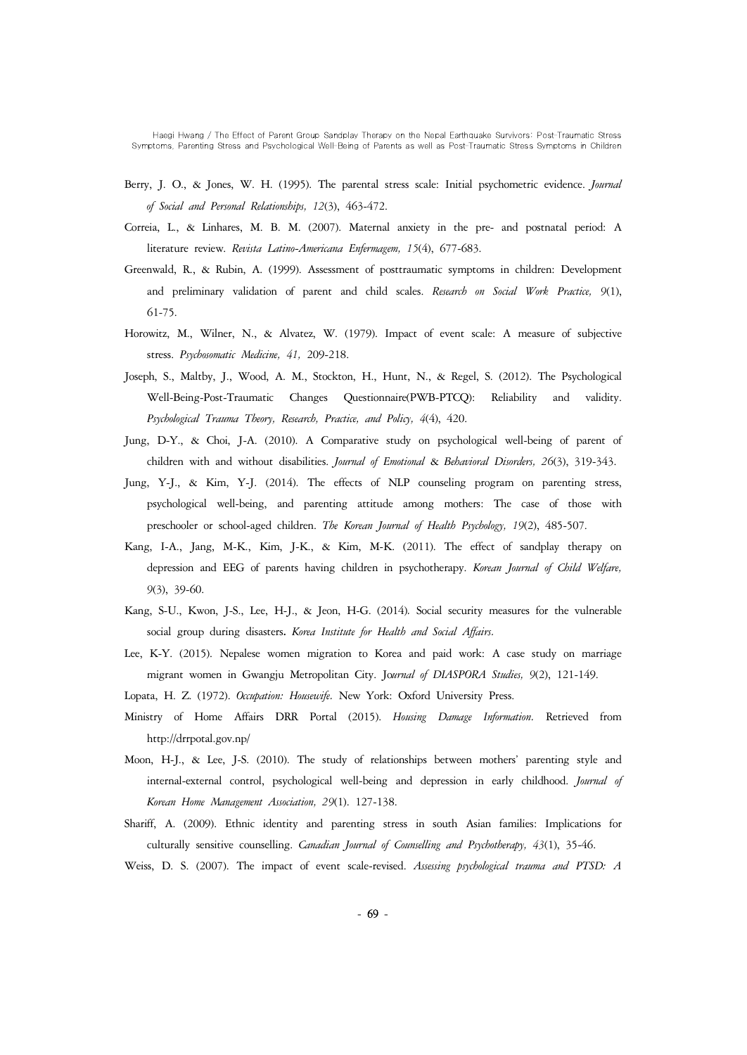Berry, J. O., & Jones, W. H. (1995). The parental stress scale: Initial psychometric evidence. *Journal of Social and Personal Relationships, 12*(3), 463-472.

Correia, L., & Linhares, M. B. M. (2007). Maternal anxiety in the pre- and postnatal period: A literature review. *Revista Latino-Americana Enfermagem, 15*(4), 677-683.

Greenwald, R., & Rubin, A. (1999). Assessment of posttraumatic symptoms in children: Development and preliminary validation of parent and child scales. *Research on Social Work Practice, 9*(1), 61-75.

Horowitz, M., Wilner, N., & Alvatez, W. (1979). Impact of event scale: A measure of subjective stress. *Psychosomatic Medicine, 41,* 209-218.

Joseph, S., Maltby, J., Wood, A. M., Stockton, H., Hunt, N., & Regel, S. (2012). The Psychological Well-Being-Post-Traumatic Changes Questionnaire(PWB-PTCQ): Reliability and validity. *Psychological Trauma Theory, Research, Practice, and Policy, 4*(4), 420.

Jung, D-Y., & Choi, J-A. (2010). A Comparative study on psychological well-being of parent of children with and without disabilities. *Journal of Emotional & Behavioral Disorders, 26*(3), 319-343.

Jung, Y-J., & Kim, Y-J. (2014). The effects of NLP counseling program on parenting stress, psychological well-being, and parenting attitude among mothers: The case of those with preschooler or school-aged children. *The Korean Journal of Health Psychology, 19*(2), 485-507.

Kang, I-A., Jang, M-K., Kim, J-K., & Kim, M-K. (2011). The effect of sandplay therapy on depression and EEG of parents having children in psychotherapy. *Korean Journal of Child Welfare, 9*(3), 39-60.

Kang, S-U., Kwon, J-S., Lee, H-J., & Jeon, H-G. (2014). Social security measures for the vulnerable social group during disasters. *Korea Institute for Health and Social Affairs.*

Lee, K-Y. (2015). Nepalese women migration to Korea and paid work: A case study on marriage migrant women in Gwangju Metropolitan City. *Journal of DIASPORA Studies, 9*(2), 121-149.

Lopata, H. Z. (1972). *Occupation: Housewife*. New York: Oxford University Press.

Ministry of Home Affairs DRR Portal (2015). *Housing Damage Information*. Retrieved from http://drrpotal.gov.np/

Moon, H-J., & Lee, J-S. (2010). The study of relationships between mothers' parenting style and internal-external control, psychological well-being and depression in early childhood. *Journal of Korean Home Management Association, 29*(1). 127-138.

Shariff, A. (2009). Ethnic identity and parenting stress in south Asian families: Implications for culturally sensitive counselling. *Canadian Journal of Counselling and Psychotherapy, 43*(1), 35-46.

Weiss, D. S. (2007). The impact of event scale-revised. *Assessing psychological trauma and PTSD: A*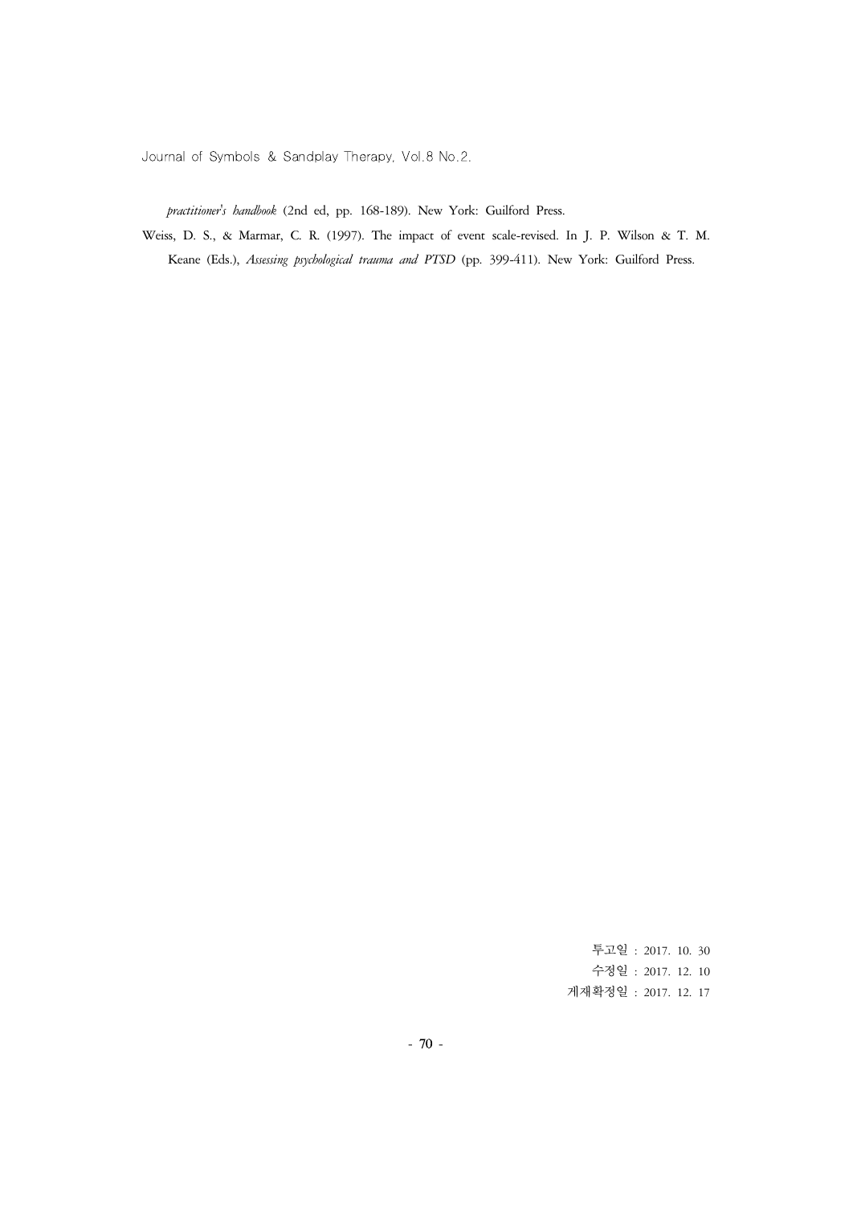*practitioner's handbook* (2nd ed, pp. 168-189). New York: Guilford Press.

Weiss, D. S., & Marmar, C. R. (1997). The impact of event scale-revised. In J. P. Wilson & T. M. Keane (Eds.), *Assessing psychological trauma and PTSD* (pp. 399-411). New York: Guilford Press.

투고일 : 2017. 10. 30
수정일 : 2017. 12. 10
게재확정일 : 2017. 12. 17